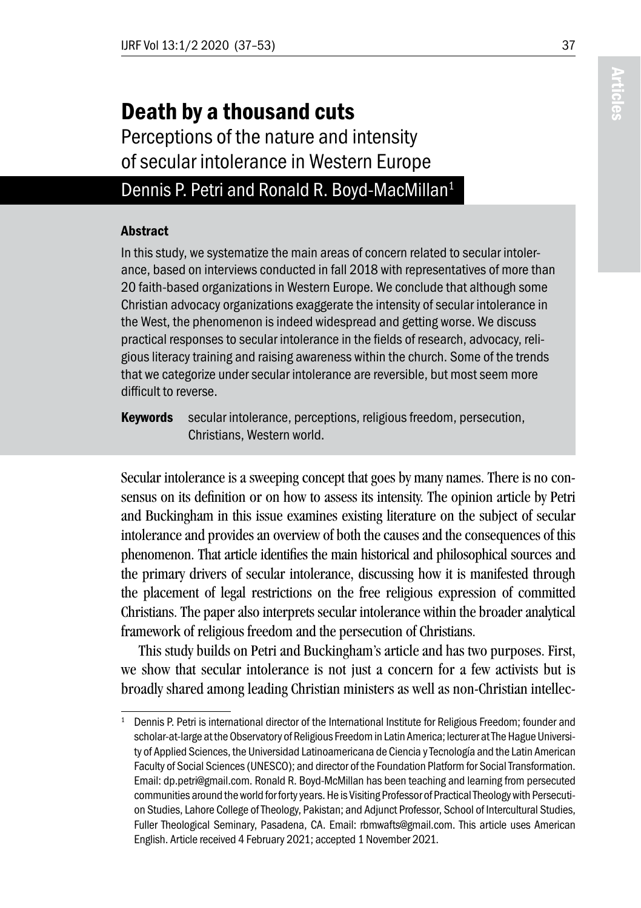# Death by a thousand cuts

## Perceptions of the nature and intensity of secular intolerance in Western Europe

Dennis P. Petri and Ronald R. Boyd-MacMillan[1]

### Abstract

In this study, we systematize the main areas of concern related to secular intolerance, based on interviews conducted in fall 2018 with representatives of more than 20 faith-based organizations in Western Europe. We conclude that although some Christian advocacy organizations exaggerate the intensity of secular intolerance in the West, the phenomenon is indeed widespread and getting worse. We discuss practical responses to secular intolerance in the fields of research, advocacy, religious literacy training and raising awareness within the church. Some of the trends that we categorize under secular intolerance are reversible, but most seem more difficult to reverse.

**Keywords** secular intolerance, perceptions, religious freedom, persecution, Christians, Western world.

Secular intolerance is a sweeping concept that goes by many names. There is no consensus on its definition or on how to assess its intensity. The opinion article by Petri and Buckingham in this issue examines existing literature on the subject of secular intolerance and provides an overview of both the causes and the consequences of this phenomenon. That article identifies the main historical and philosophical sources and the primary drivers of secular intolerance, discussing how it is manifested through the placement of legal restrictions on the free religious expression of committed Christians. The paper also interprets secular intolerance within the broader analytical framework of religious freedom and the persecution of Christians.

This study builds on Petri and Buckingham's article and has two purposes. First, we show that secular intolerance is not just a concern for a few activists but is broadly shared among leading Christian ministers as well as non-Christian intellec-

---

[1] Dennis P. Petri is international director of the International Institute for Religious Freedom; founder and scholar-at-large at the Observatory of Religious Freedom in Latin America; lecturer at The Hague University of Applied Sciences, the Universidad Latinoamericana de Ciencia y Tecnología and the Latin American Faculty of Social Sciences (UNESCO); and director of the Foundation Platform for Social Transformation. Email: dp.petri@gmail.com. Ronald R. Boyd-McMillan has been teaching and learning from persecuted communities around the world for forty years. He is Visiting Professor of Practical Theology with Persecution Studies, Lahore College of Theology, Pakistan; and Adjunct Professor, School of Intercultural Studies, Fuller Theological Seminary, Pasadena, CA. Email: rbmwafts@gmail.com. This article uses American English. Article received 4 February 2021; accepted 1 November 2021.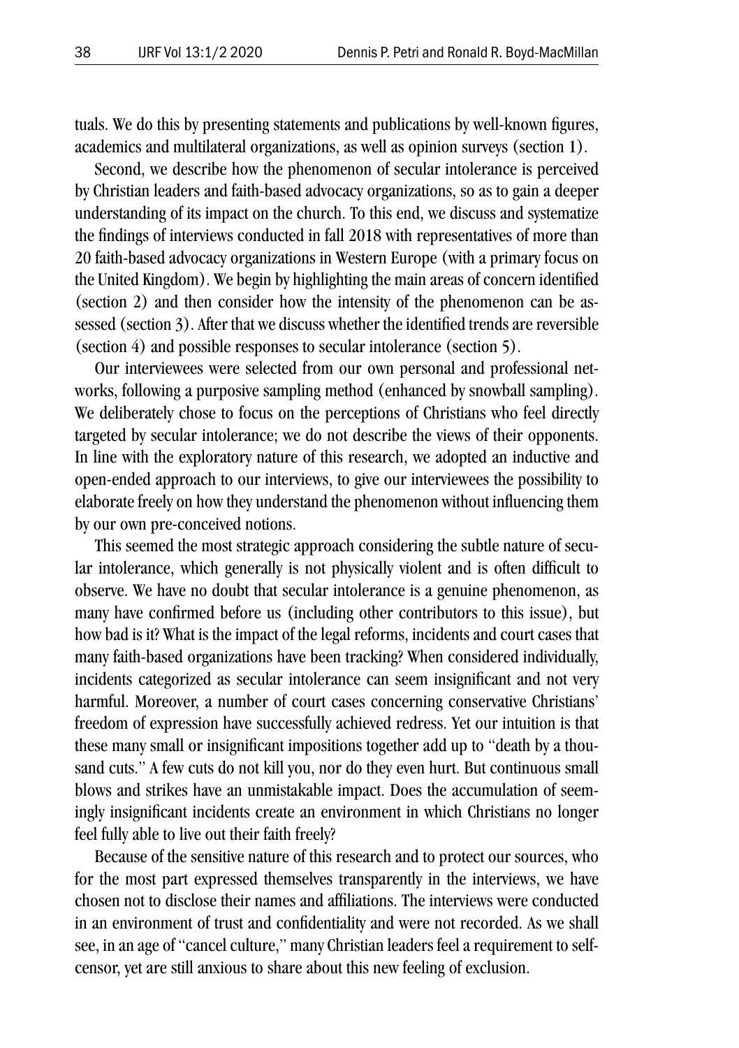tuals. We do this by presenting statements and publications by well-known figures, academics and multilateral organizations, as well as opinion surveys (section 1).

Second, we describe how the phenomenon of secular intolerance is perceived by Christian leaders and faith-based advocacy organizations, so as to gain a deeper understanding of its impact on the church. To this end, we discuss and systematize the findings of interviews conducted in fall 2018 with representatives of more than 20 faith-based advocacy organizations in Western Europe (with a primary focus on the United Kingdom). We begin by highlighting the main areas of concern identified (section 2) and then consider how the intensity of the phenomenon can be assessed (section 3). After that we discuss whether the identified trends are reversible (section 4) and possible responses to secular intolerance (section 5).

Our interviewees were selected from our own personal and professional networks, following a purposive sampling method (enhanced by snowball sampling). We deliberately chose to focus on the perceptions of Christians who feel directly targeted by secular intolerance; we do not describe the views of their opponents. In line with the exploratory nature of this research, we adopted an inductive and open-ended approach to our interviews, to give our interviewees the possibility to elaborate freely on how they understand the phenomenon without influencing them by our own pre-conceived notions.

This seemed the most strategic approach considering the subtle nature of secular intolerance, which generally is not physically violent and is often difficult to observe. We have no doubt that secular intolerance is a genuine phenomenon, as many have confirmed before us (including other contributors to this issue), but how bad is it? What is the impact of the legal reforms, incidents and court cases that many faith-based organizations have been tracking? When considered individually, incidents categorized as secular intolerance can seem insignificant and not very harmful. Moreover, a number of court cases concerning conservative Christians' freedom of expression have successfully achieved redress. Yet our intuition is that these many small or insignificant impositions together add up to "death by a thousand cuts." A few cuts do not kill you, nor do they even hurt. But continuous small blows and strikes have an unmistakable impact. Does the accumulation of seemingly insignificant incidents create an environment in which Christians no longer feel fully able to live out their faith freely?

Because of the sensitive nature of this research and to protect our sources, who for the most part expressed themselves transparently in the interviews, we have chosen not to disclose their names and affiliations. The interviews were conducted in an environment of trust and confidentiality and were not recorded. As we shall see, in an age of "cancel culture," many Christian leaders feel a requirement to self-censor, yet are still anxious to share about this new feeling of exclusion.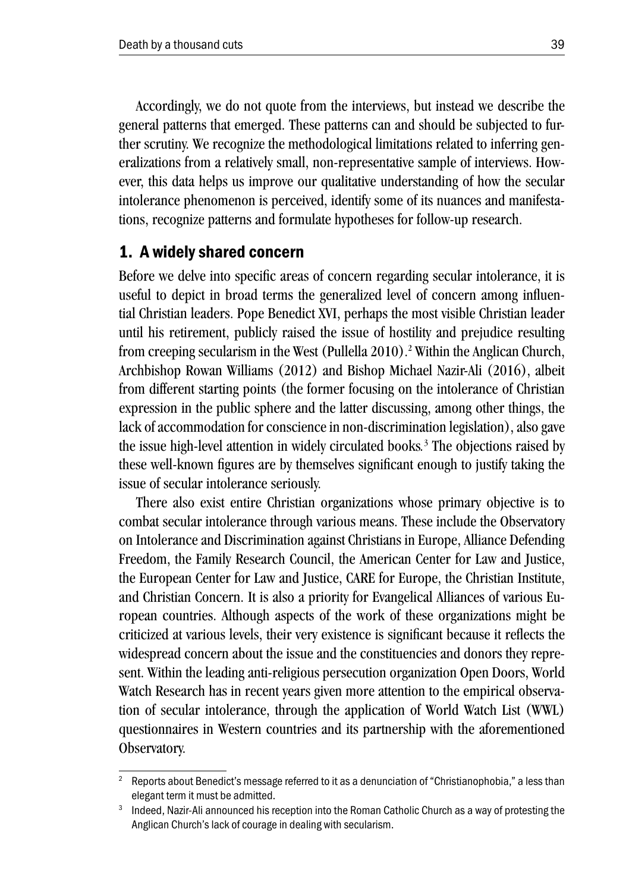Accordingly, we do not quote from the interviews, but instead we describe the general patterns that emerged. These patterns can and should be subjected to further scrutiny. We recognize the methodological limitations related to inferring generalizations from a relatively small, non-representative sample of interviews. However, this data helps us improve our qualitative understanding of how the secular intolerance phenomenon is perceived, identify some of its nuances and manifestations, recognize patterns and formulate hypotheses for follow-up research.

## 1. A widely shared concern

Before we delve into specific areas of concern regarding secular intolerance, it is useful to depict in broad terms the generalized level of concern among influential Christian leaders. Pope Benedict XVI, perhaps the most visible Christian leader until his retirement, publicly raised the issue of hostility and prejudice resulting from creeping secularism in the West (Pullella 2010).[2] Within the Anglican Church, Archbishop Rowan Williams (2012) and Bishop Michael Nazir-Ali (2016), albeit from different starting points (the former focusing on the intolerance of Christian expression in the public sphere and the latter discussing, among other things, the lack of accommodation for conscience in non-discrimination legislation), also gave the issue high-level attention in widely circulated books.[3] The objections raised by these well-known figures are by themselves significant enough to justify taking the issue of secular intolerance seriously.

There also exist entire Christian organizations whose primary objective is to combat secular intolerance through various means. These include the Observatory on Intolerance and Discrimination against Christians in Europe, Alliance Defending Freedom, the Family Research Council, the American Center for Law and Justice, the European Center for Law and Justice, CARE for Europe, the Christian Institute, and Christian Concern. It is also a priority for Evangelical Alliances of various European countries. Although aspects of the work of these organizations might be criticized at various levels, their very existence is significant because it reflects the widespread concern about the issue and the constituencies and donors they represent. Within the leading anti-religious persecution organization Open Doors, World Watch Research has in recent years given more attention to the empirical observation of secular intolerance, through the application of World Watch List (WWL) questionnaires in Western countries and its partnership with the aforementioned Observatory.

---

[2] Reports about Benedict's message referred to it as a denunciation of "Christianophobia," a less than elegant term it must be admitted.

[3] Indeed, Nazir-Ali announced his reception into the Roman Catholic Church as a way of protesting the Anglican Church's lack of courage in dealing with secularism.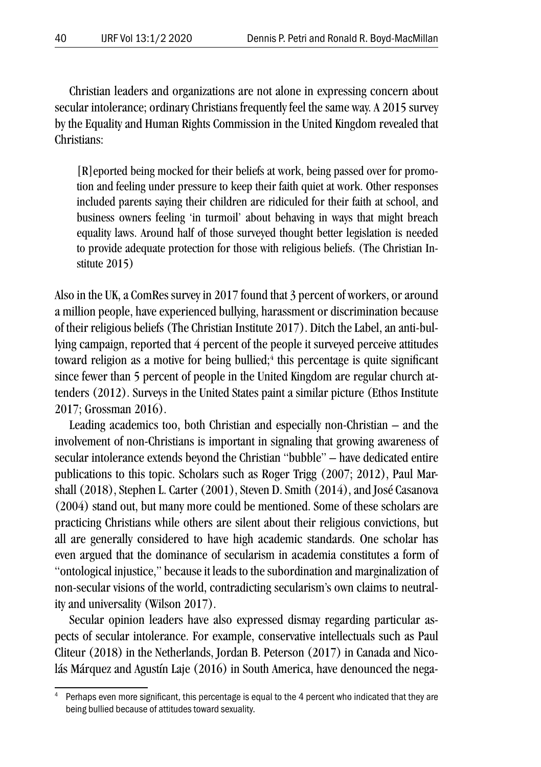Christian leaders and organizations are not alone in expressing concern about secular intolerance; ordinary Christians frequently feel the same way. A 2015 survey by the Equality and Human Rights Commission in the United Kingdom revealed that Christians:

> [R]eported being mocked for their beliefs at work, being passed over for promotion and feeling under pressure to keep their faith quiet at work. Other responses included parents saying their children are ridiculed for their faith at school, and business owners feeling 'in turmoil' about behaving in ways that might breach equality laws. Around half of those surveyed thought better legislation is needed to provide adequate protection for those with religious beliefs. (The Christian Institute 2015)

Also in the UK, a ComRes survey in 2017 found that 3 percent of workers, or around a million people, have experienced bullying, harassment or discrimination because of their religious beliefs (The Christian Institute 2017). Ditch the Label, an anti-bullying campaign, reported that 4 percent of the people it surveyed perceive attitudes toward religion as a motive for being bullied;[4] this percentage is quite significant since fewer than 5 percent of people in the United Kingdom are regular church attenders (2012). Surveys in the United States paint a similar picture (Ethos Institute 2017; Grossman 2016).

Leading academics too, both Christian and especially non-Christian – and the involvement of non-Christians is important in signaling that growing awareness of secular intolerance extends beyond the Christian "bubble" – have dedicated entire publications to this topic. Scholars such as Roger Trigg (2007; 2012), Paul Marshall (2018), Stephen L. Carter (2001), Steven D. Smith (2014), and José Casanova (2004) stand out, but many more could be mentioned. Some of these scholars are practicing Christians while others are silent about their religious convictions, but all are generally considered to have high academic standards. One scholar has even argued that the dominance of secularism in academia constitutes a form of "ontological injustice," because it leads to the subordination and marginalization of non-secular visions of the world, contradicting secularism's own claims to neutrality and universality (Wilson 2017).

Secular opinion leaders have also expressed dismay regarding particular aspects of secular intolerance. For example, conservative intellectuals such as Paul Cliteur (2018) in the Netherlands, Jordan B. Peterson (2017) in Canada and Nicolás Márquez and Agustín Laje (2016) in South America, have denounced the nega-

---

[4] Perhaps even more significant, this percentage is equal to the 4 percent who indicated that they are being bullied because of attitudes toward sexuality.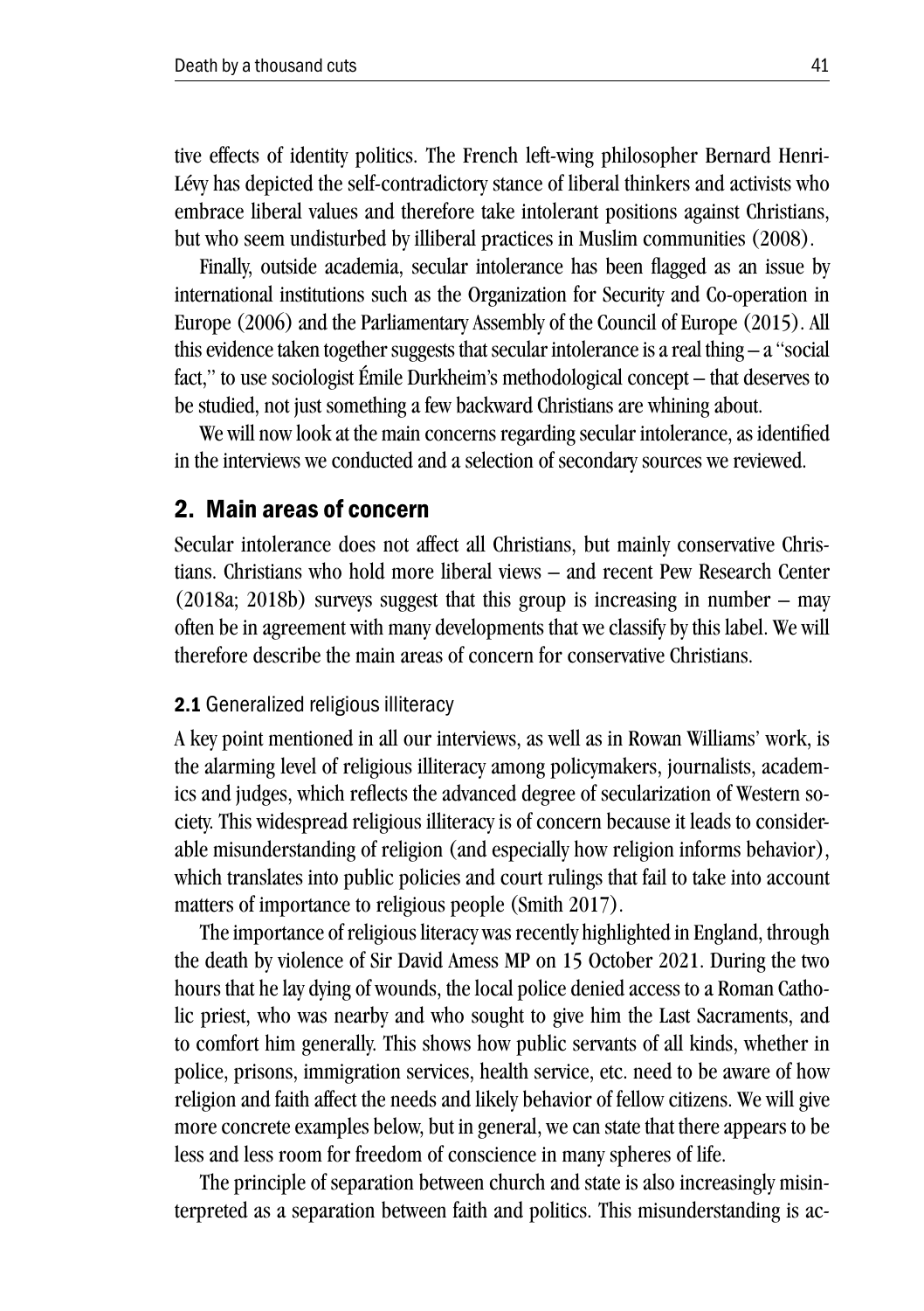tive effects of identity politics. The French left-wing philosopher Bernard Henri-Lévy has depicted the self-contradictory stance of liberal thinkers and activists who embrace liberal values and therefore take intolerant positions against Christians, but who seem undisturbed by illiberal practices in Muslim communities (2008).

Finally, outside academia, secular intolerance has been flagged as an issue by international institutions such as the Organization for Security and Co-operation in Europe (2006) and the Parliamentary Assembly of the Council of Europe (2015). All this evidence taken together suggests that secular intolerance is a real thing – a "social fact," to use sociologist Émile Durkheim's methodological concept – that deserves to be studied, not just something a few backward Christians are whining about.

We will now look at the main concerns regarding secular intolerance, as identified in the interviews we conducted and a selection of secondary sources we reviewed.

## 2. Main areas of concern

Secular intolerance does not affect all Christians, but mainly conservative Christians. Christians who hold more liberal views – and recent Pew Research Center (2018a; 2018b) surveys suggest that this group is increasing in number – may often be in agreement with many developments that we classify by this label. We will therefore describe the main areas of concern for conservative Christians.

### 2.1 Generalized religious illiteracy

A key point mentioned in all our interviews, as well as in Rowan Williams' work, is the alarming level of religious illiteracy among policymakers, journalists, academics and judges, which reflects the advanced degree of secularization of Western society. This widespread religious illiteracy is of concern because it leads to considerable misunderstanding of religion (and especially how religion informs behavior), which translates into public policies and court rulings that fail to take into account matters of importance to religious people (Smith 2017).

The importance of religious literacy was recently highlighted in England, through the death by violence of Sir David Amess MP on 15 October 2021. During the two hours that he lay dying of wounds, the local police denied access to a Roman Catholic priest, who was nearby and who sought to give him the Last Sacraments, and to comfort him generally. This shows how public servants of all kinds, whether in police, prisons, immigration services, health service, etc. need to be aware of how religion and faith affect the needs and likely behavior of fellow citizens. We will give more concrete examples below, but in general, we can state that there appears to be less and less room for freedom of conscience in many spheres of life.

The principle of separation between church and state is also increasingly misinterpreted as a separation between faith and politics. This misunderstanding is ac-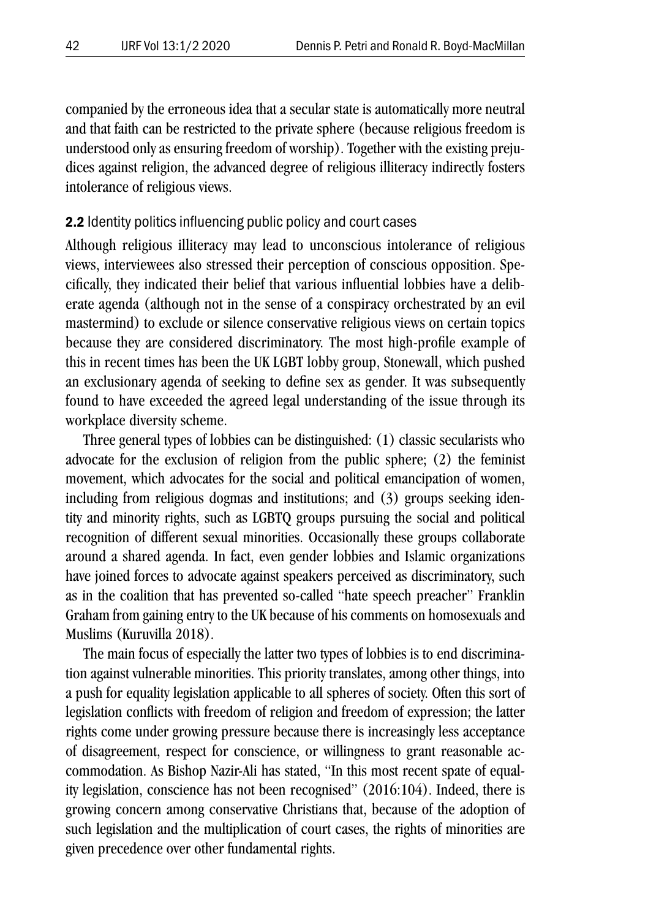companied by the erroneous idea that a secular state is automatically more neutral and that faith can be restricted to the private sphere (because religious freedom is understood only as ensuring freedom of worship). Together with the existing prejudices against religion, the advanced degree of religious illiteracy indirectly fosters intolerance of religious views.

### **2.2** Identity politics influencing public policy and court cases

Although religious illiteracy may lead to unconscious intolerance of religious views, interviewees also stressed their perception of conscious opposition. Specifically, they indicated their belief that various influential lobbies have a deliberate agenda (although not in the sense of a conspiracy orchestrated by an evil mastermind) to exclude or silence conservative religious views on certain topics because they are considered discriminatory. The most high-profile example of this in recent times has been the UK LGBT lobby group, Stonewall, which pushed an exclusionary agenda of seeking to define sex as gender. It was subsequently found to have exceeded the agreed legal understanding of the issue through its workplace diversity scheme.

Three general types of lobbies can be distinguished: (1) classic secularists who advocate for the exclusion of religion from the public sphere; (2) the feminist movement, which advocates for the social and political emancipation of women, including from religious dogmas and institutions; and (3) groups seeking identity and minority rights, such as LGBTQ groups pursuing the social and political recognition of different sexual minorities. Occasionally these groups collaborate around a shared agenda. In fact, even gender lobbies and Islamic organizations have joined forces to advocate against speakers perceived as discriminatory, such as in the coalition that has prevented so-called "hate speech preacher" Franklin Graham from gaining entry to the UK because of his comments on homosexuals and Muslims (Kuruvilla 2018).

The main focus of especially the latter two types of lobbies is to end discrimination against vulnerable minorities. This priority translates, among other things, into a push for equality legislation applicable to all spheres of society. Often this sort of legislation conflicts with freedom of religion and freedom of expression; the latter rights come under growing pressure because there is increasingly less acceptance of disagreement, respect for conscience, or willingness to grant reasonable accommodation. As Bishop Nazir-Ali has stated, "In this most recent spate of equality legislation, conscience has not been recognised" (2016:104). Indeed, there is growing concern among conservative Christians that, because of the adoption of such legislation and the multiplication of court cases, the rights of minorities are given precedence over other fundamental rights.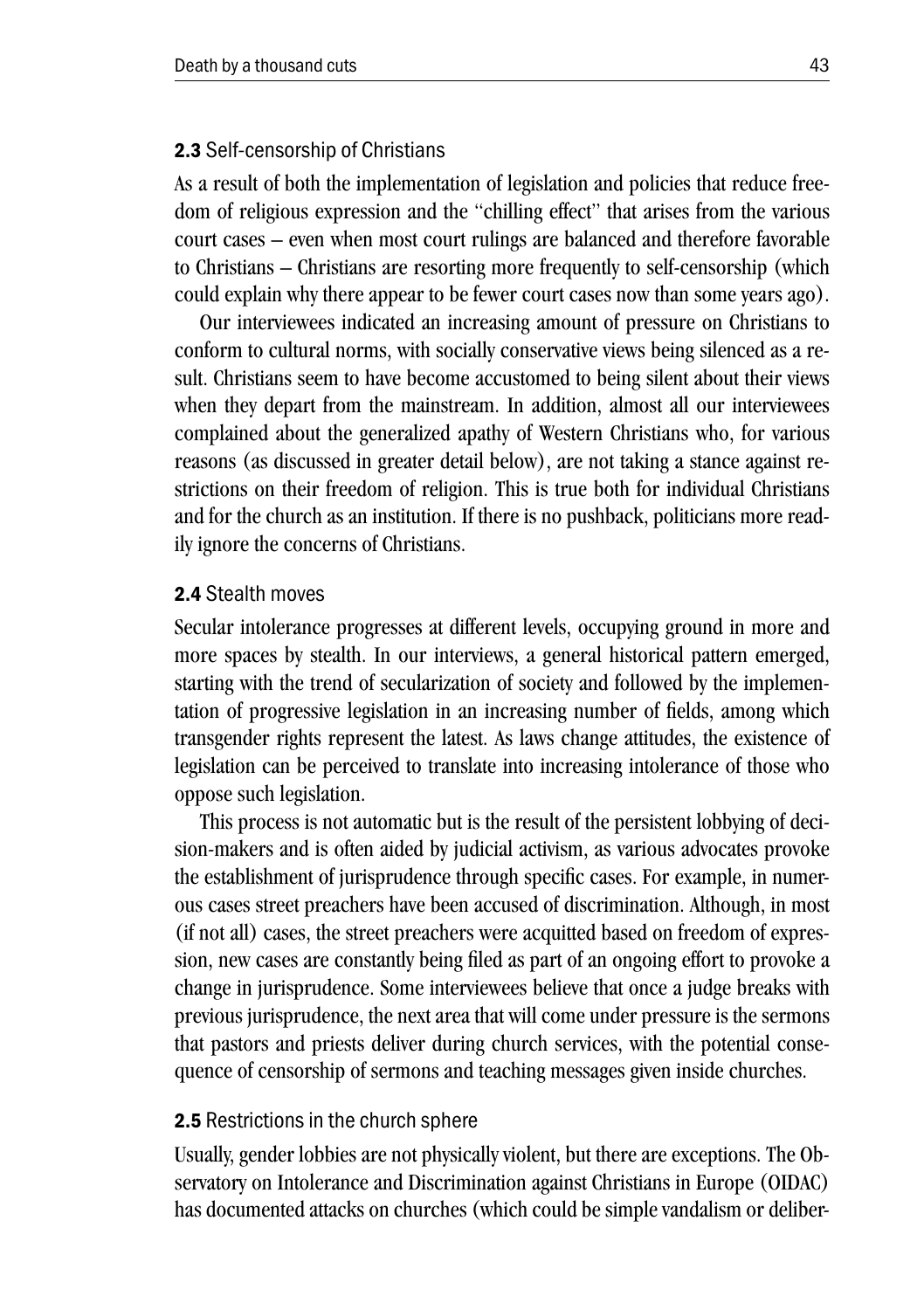### **2.3** Self-censorship of Christians

As a result of both the implementation of legislation and policies that reduce freedom of religious expression and the "chilling effect" that arises from the various court cases – even when most court rulings are balanced and therefore favorable to Christians – Christians are resorting more frequently to self-censorship (which could explain why there appear to be fewer court cases now than some years ago).

Our interviewees indicated an increasing amount of pressure on Christians to conform to cultural norms, with socially conservative views being silenced as a result. Christians seem to have become accustomed to being silent about their views when they depart from the mainstream. In addition, almost all our interviewees complained about the generalized apathy of Western Christians who, for various reasons (as discussed in greater detail below), are not taking a stance against restrictions on their freedom of religion. This is true both for individual Christians and for the church as an institution. If there is no pushback, politicians more readily ignore the concerns of Christians.

### **2.4** Stealth moves

Secular intolerance progresses at different levels, occupying ground in more and more spaces by stealth. In our interviews, a general historical pattern emerged, starting with the trend of secularization of society and followed by the implementation of progressive legislation in an increasing number of fields, among which transgender rights represent the latest. As laws change attitudes, the existence of legislation can be perceived to translate into increasing intolerance of those who oppose such legislation.

This process is not automatic but is the result of the persistent lobbying of decision-makers and is often aided by judicial activism, as various advocates provoke the establishment of jurisprudence through specific cases. For example, in numerous cases street preachers have been accused of discrimination. Although, in most (if not all) cases, the street preachers were acquitted based on freedom of expression, new cases are constantly being filed as part of an ongoing effort to provoke a change in jurisprudence. Some interviewees believe that once a judge breaks with previous jurisprudence, the next area that will come under pressure is the sermons that pastors and priests deliver during church services, with the potential consequence of censorship of sermons and teaching messages given inside churches.

### **2.5** Restrictions in the church sphere

Usually, gender lobbies are not physically violent, but there are exceptions. The Observatory on Intolerance and Discrimination against Christians in Europe (OIDAC) has documented attacks on churches (which could be simple vandalism or deliber-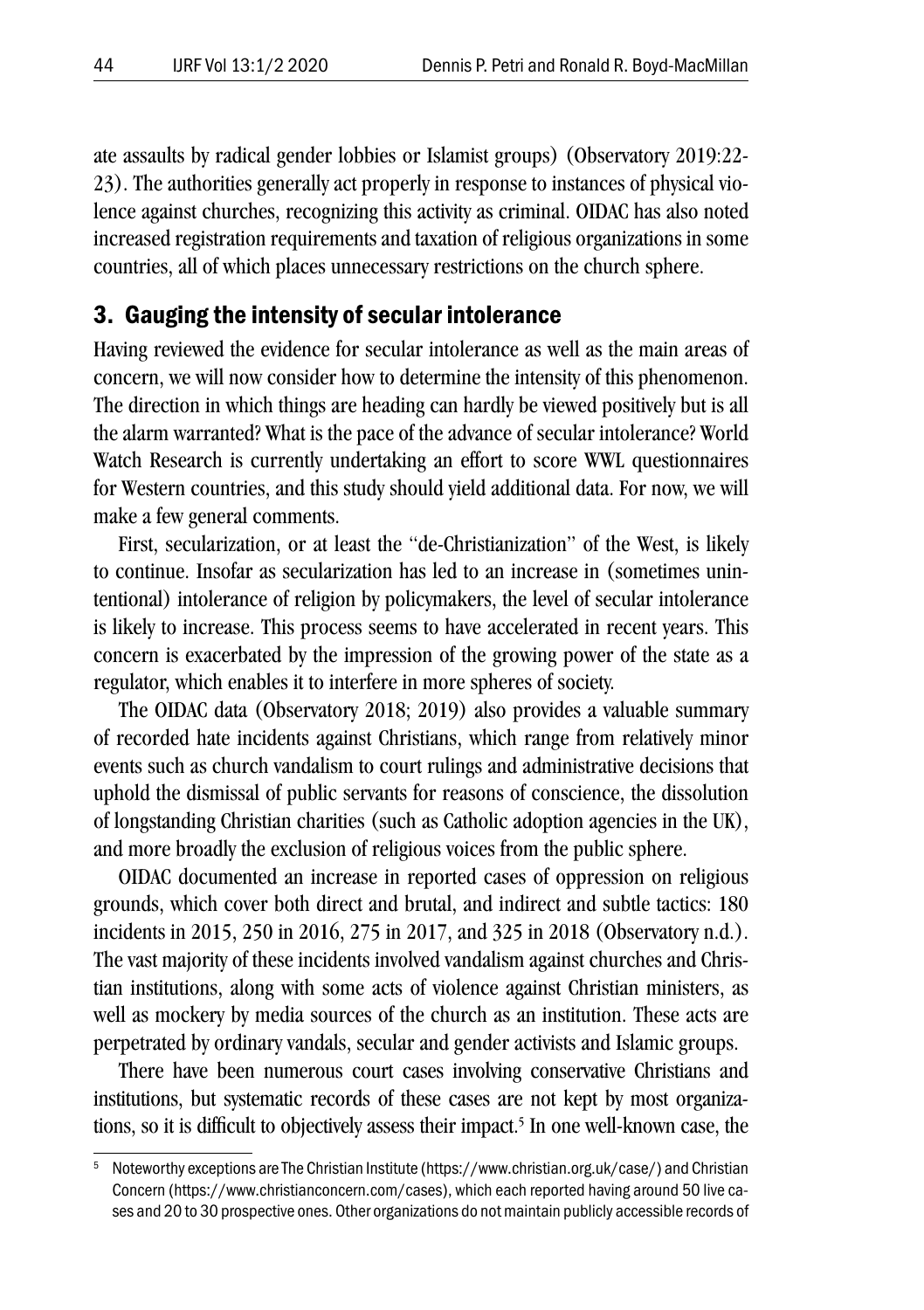ate assaults by radical gender lobbies or Islamist groups) (Observatory 2019:22-23). The authorities generally act properly in response to instances of physical violence against churches, recognizing this activity as criminal. OIDAC has also noted increased registration requirements and taxation of religious organizations in some countries, all of which places unnecessary restrictions on the church sphere.

## 3. Gauging the intensity of secular intolerance

Having reviewed the evidence for secular intolerance as well as the main areas of concern, we will now consider how to determine the intensity of this phenomenon. The direction in which things are heading can hardly be viewed positively but is all the alarm warranted? What is the pace of the advance of secular intolerance? World Watch Research is currently undertaking an effort to score WWL questionnaires for Western countries, and this study should yield additional data. For now, we will make a few general comments.

First, secularization, or at least the "de-Christianization" of the West, is likely to continue. Insofar as secularization has led to an increase in (sometimes unintentional) intolerance of religion by policymakers, the level of secular intolerance is likely to increase. This process seems to have accelerated in recent years. This concern is exacerbated by the impression of the growing power of the state as a regulator, which enables it to interfere in more spheres of society.

The OIDAC data (Observatory 2018; 2019) also provides a valuable summary of recorded hate incidents against Christians, which range from relatively minor events such as church vandalism to court rulings and administrative decisions that uphold the dismissal of public servants for reasons of conscience, the dissolution of longstanding Christian charities (such as Catholic adoption agencies in the UK), and more broadly the exclusion of religious voices from the public sphere.

OIDAC documented an increase in reported cases of oppression on religious grounds, which cover both direct and brutal, and indirect and subtle tactics: 180 incidents in 2015, 250 in 2016, 275 in 2017, and 325 in 2018 (Observatory n.d.). The vast majority of these incidents involved vandalism against churches and Christian institutions, along with some acts of violence against Christian ministers, as well as mockery by media sources of the church as an institution. These acts are perpetrated by ordinary vandals, secular and gender activists and Islamic groups.

There have been numerous court cases involving conservative Christians and institutions, but systematic records of these cases are not kept by most organizations, so it is difficult to objectively assess their impact.[5] In one well-known case, the

[5] Noteworthy exceptions are The Christian Institute (https://www.christian.org.uk/case/) and Christian Concern (https://www.christianconcern.com/cases), which each reported having around 50 live cases and 20 to 30 prospective ones. Other organizations do not maintain publicly accessible records of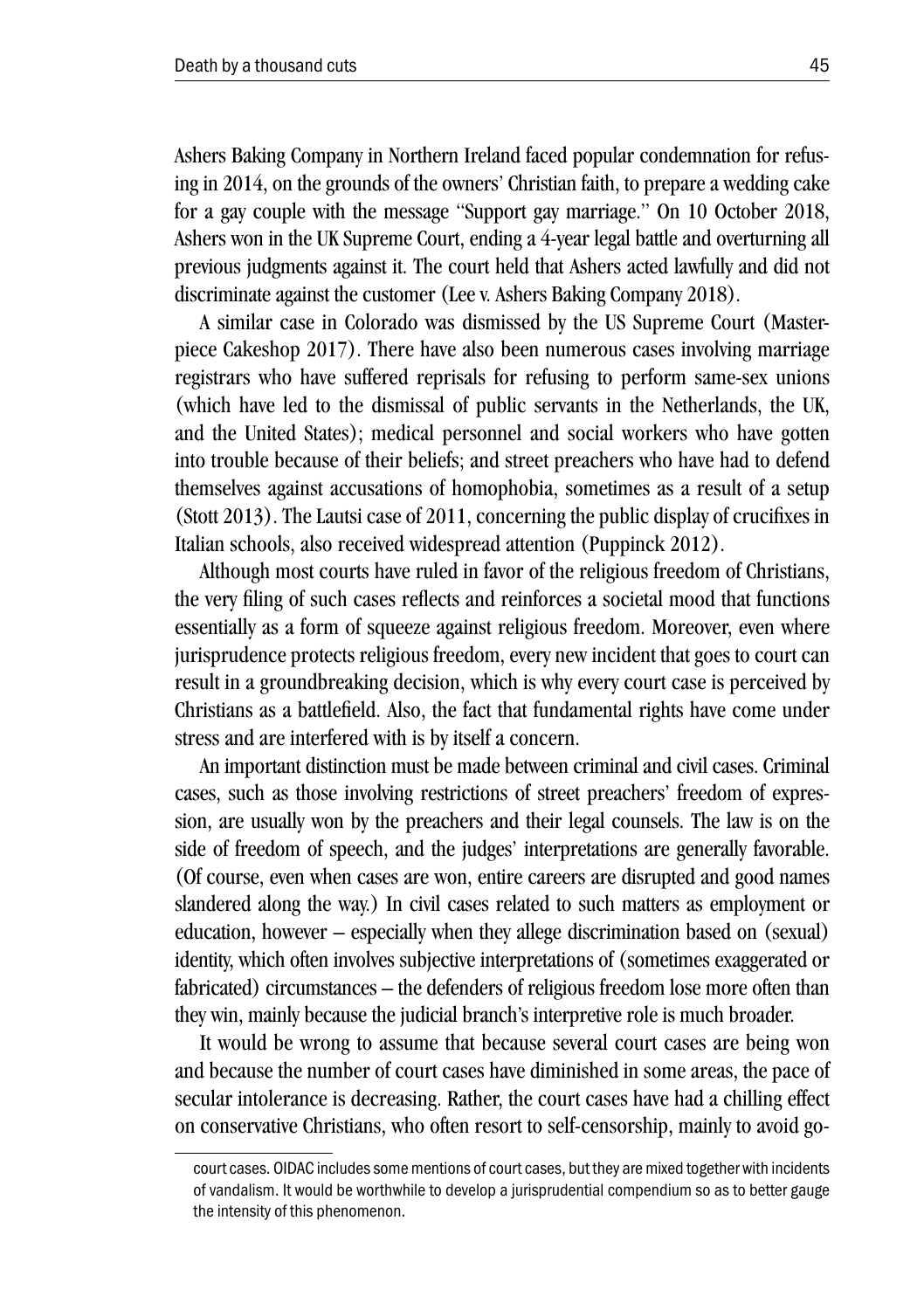Ashers Baking Company in Northern Ireland faced popular condemnation for refusing in 2014, on the grounds of the owners' Christian faith, to prepare a wedding cake for a gay couple with the message "Support gay marriage." On 10 October 2018, Ashers won in the UK Supreme Court, ending a 4-year legal battle and overturning all previous judgments against it. The court held that Ashers acted lawfully and did not discriminate against the customer (Lee v. Ashers Baking Company 2018).

A similar case in Colorado was dismissed by the US Supreme Court (Masterpiece Cakeshop 2017). There have also been numerous cases involving marriage registrars who have suffered reprisals for refusing to perform same-sex unions (which have led to the dismissal of public servants in the Netherlands, the UK, and the United States); medical personnel and social workers who have gotten into trouble because of their beliefs; and street preachers who have had to defend themselves against accusations of homophobia, sometimes as a result of a setup (Stott 2013). The Lautsi case of 2011, concerning the public display of crucifixes in Italian schools, also received widespread attention (Puppinck 2012).

Although most courts have ruled in favor of the religious freedom of Christians, the very filing of such cases reflects and reinforces a societal mood that functions essentially as a form of squeeze against religious freedom. Moreover, even where jurisprudence protects religious freedom, every new incident that goes to court can result in a groundbreaking decision, which is why every court case is perceived by Christians as a battlefield. Also, the fact that fundamental rights have come under stress and are interfered with is by itself a concern.

An important distinction must be made between criminal and civil cases. Criminal cases, such as those involving restrictions of street preachers' freedom of expression, are usually won by the preachers and their legal counsels. The law is on the side of freedom of speech, and the judges' interpretations are generally favorable. (Of course, even when cases are won, entire careers are disrupted and good names slandered along the way.) In civil cases related to such matters as employment or education, however – especially when they allege discrimination based on (sexual) identity, which often involves subjective interpretations of (sometimes exaggerated or fabricated) circumstances – the defenders of religious freedom lose more often than they win, mainly because the judicial branch's interpretive role is much broader.

It would be wrong to assume that because several court cases are being won and because the number of court cases have diminished in some areas, the pace of secular intolerance is decreasing. Rather, the court cases have had a chilling effect on conservative Christians, who often resort to self-censorship, mainly to avoid go-

court cases. OIDAC includes some mentions of court cases, but they are mixed together with incidents of vandalism. It would be worthwhile to develop a jurisprudential compendium so as to better gauge the intensity of this phenomenon.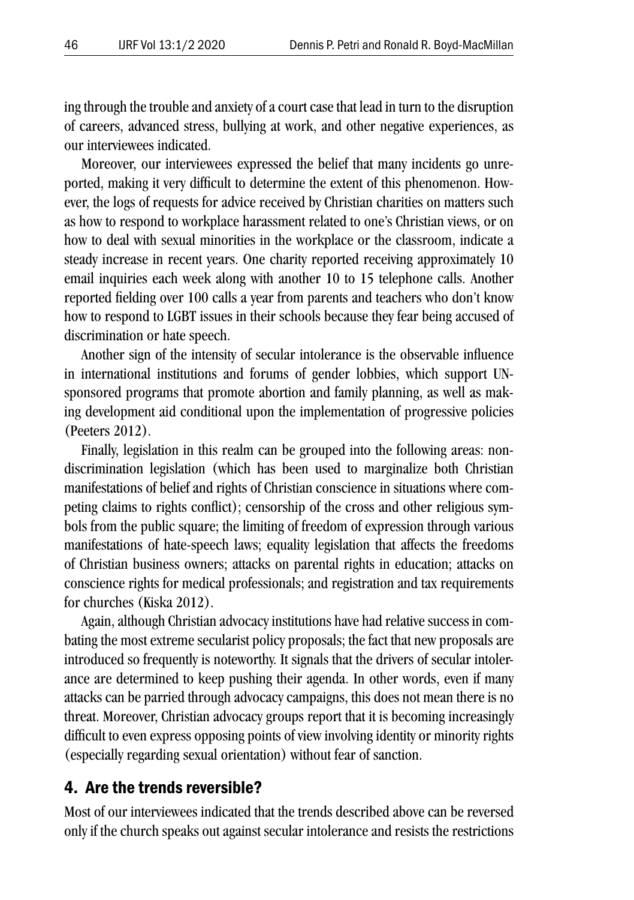ing through the trouble and anxiety of a court case that lead in turn to the disruption of careers, advanced stress, bullying at work, and other negative experiences, as our interviewees indicated.

Moreover, our interviewees expressed the belief that many incidents go unreported, making it very difficult to determine the extent of this phenomenon. However, the logs of requests for advice received by Christian charities on matters such as how to respond to workplace harassment related to one's Christian views, or on how to deal with sexual minorities in the workplace or the classroom, indicate a steady increase in recent years. One charity reported receiving approximately 10 email inquiries each week along with another 10 to 15 telephone calls. Another reported fielding over 100 calls a year from parents and teachers who don't know how to respond to LGBT issues in their schools because they fear being accused of discrimination or hate speech.

Another sign of the intensity of secular intolerance is the observable influence in international institutions and forums of gender lobbies, which support UN-sponsored programs that promote abortion and family planning, as well as making development aid conditional upon the implementation of progressive policies (Peeters 2012).

Finally, legislation in this realm can be grouped into the following areas: non-discrimination legislation (which has been used to marginalize both Christian manifestations of belief and rights of Christian conscience in situations where competing claims to rights conflict); censorship of the cross and other religious symbols from the public square; the limiting of freedom of expression through various manifestations of hate-speech laws; equality legislation that affects the freedoms of Christian business owners; attacks on parental rights in education; attacks on conscience rights for medical professionals; and registration and tax requirements for churches (Kiska 2012).

Again, although Christian advocacy institutions have had relative success in combating the most extreme secularist policy proposals; the fact that new proposals are introduced so frequently is noteworthy. It signals that the drivers of secular intolerance are determined to keep pushing their agenda. In other words, even if many attacks can be parried through advocacy campaigns, this does not mean there is no threat. Moreover, Christian advocacy groups report that it is becoming increasingly difficult to even express opposing points of view involving identity or minority rights (especially regarding sexual orientation) without fear of sanction.

## 4. Are the trends reversible?

Most of our interviewees indicated that the trends described above can be reversed only if the church speaks out against secular intolerance and resists the restrictions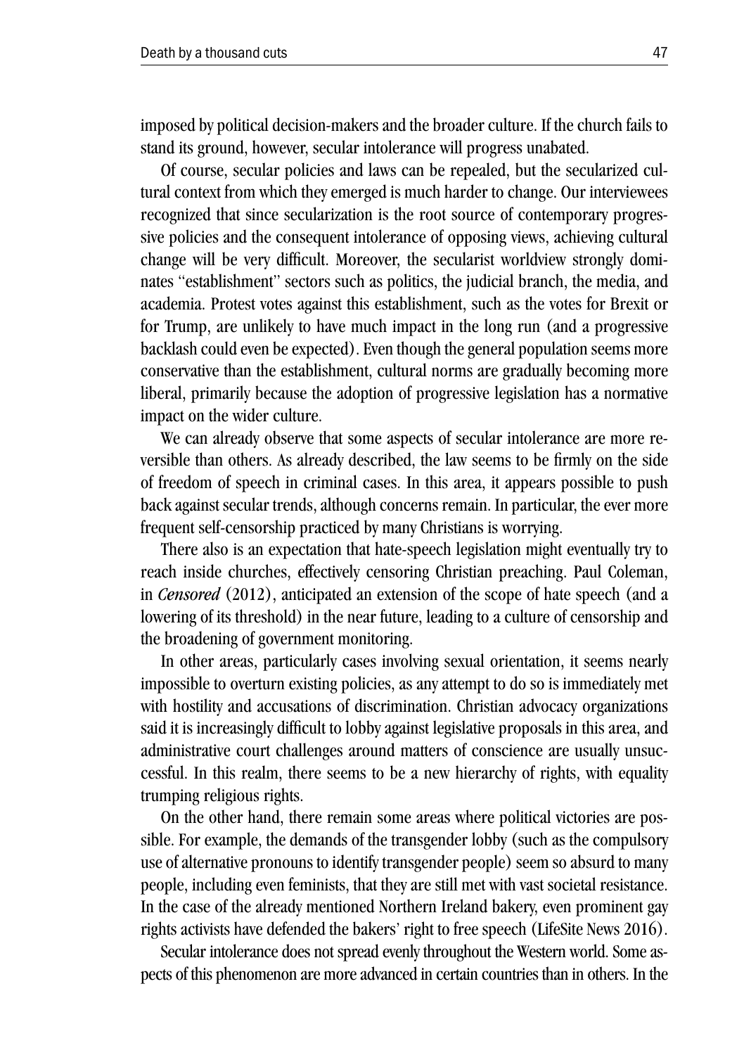imposed by political decision-makers and the broader culture. If the church fails to stand its ground, however, secular intolerance will progress unabated.

Of course, secular policies and laws can be repealed, but the secularized cultural context from which they emerged is much harder to change. Our interviewees recognized that since secularization is the root source of contemporary progressive policies and the consequent intolerance of opposing views, achieving cultural change will be very difficult. Moreover, the secularist worldview strongly dominates "establishment" sectors such as politics, the judicial branch, the media, and academia. Protest votes against this establishment, such as the votes for Brexit or for Trump, are unlikely to have much impact in the long run (and a progressive backlash could even be expected). Even though the general population seems more conservative than the establishment, cultural norms are gradually becoming more liberal, primarily because the adoption of progressive legislation has a normative impact on the wider culture.

We can already observe that some aspects of secular intolerance are more reversible than others. As already described, the law seems to be firmly on the side of freedom of speech in criminal cases. In this area, it appears possible to push back against secular trends, although concerns remain. In particular, the ever more frequent self-censorship practiced by many Christians is worrying.

There also is an expectation that hate-speech legislation might eventually try to reach inside churches, effectively censoring Christian preaching. Paul Coleman, in *Censored* (2012), anticipated an extension of the scope of hate speech (and a lowering of its threshold) in the near future, leading to a culture of censorship and the broadening of government monitoring.

In other areas, particularly cases involving sexual orientation, it seems nearly impossible to overturn existing policies, as any attempt to do so is immediately met with hostility and accusations of discrimination. Christian advocacy organizations said it is increasingly difficult to lobby against legislative proposals in this area, and administrative court challenges around matters of conscience are usually unsuccessful. In this realm, there seems to be a new hierarchy of rights, with equality trumping religious rights.

On the other hand, there remain some areas where political victories are possible. For example, the demands of the transgender lobby (such as the compulsory use of alternative pronouns to identify transgender people) seem so absurd to many people, including even feminists, that they are still met with vast societal resistance. In the case of the already mentioned Northern Ireland bakery, even prominent gay rights activists have defended the bakers' right to free speech (LifeSite News 2016).

Secular intolerance does not spread evenly throughout the Western world. Some aspects of this phenomenon are more advanced in certain countries than in others. In the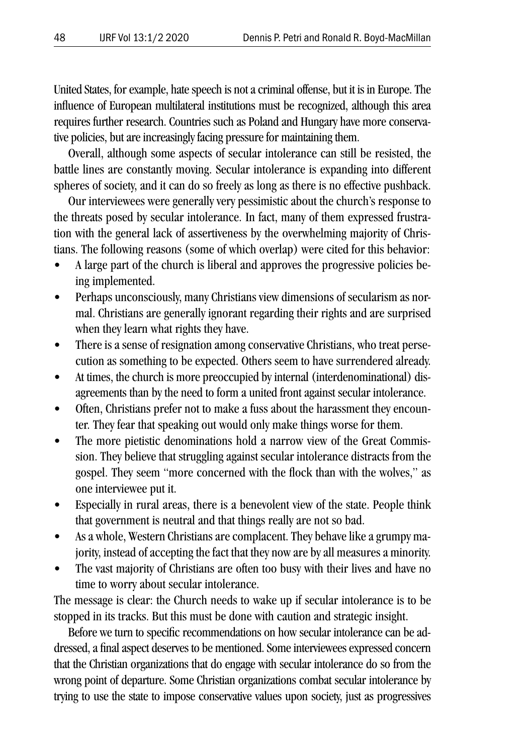United States, for example, hate speech is not a criminal offense, but it is in Europe. The influence of European multilateral institutions must be recognized, although this area requires further research. Countries such as Poland and Hungary have more conservative policies, but are increasingly facing pressure for maintaining them.

Overall, although some aspects of secular intolerance can still be resisted, the battle lines are constantly moving. Secular intolerance is expanding into different spheres of society, and it can do so freely as long as there is no effective pushback.

Our interviewees were generally very pessimistic about the church's response to the threats posed by secular intolerance. In fact, many of them expressed frustration with the general lack of assertiveness by the overwhelming majority of Christians. The following reasons (some of which overlap) were cited for this behavior:

- A large part of the church is liberal and approves the progressive policies being implemented.
- Perhaps unconsciously, many Christians view dimensions of secularism as normal. Christians are generally ignorant regarding their rights and are surprised when they learn what rights they have.
- There is a sense of resignation among conservative Christians, who treat persecution as something to be expected. Others seem to have surrendered already.
- At times, the church is more preoccupied by internal (interdenominational) disagreements than by the need to form a united front against secular intolerance.
- Often, Christians prefer not to make a fuss about the harassment they encounter. They fear that speaking out would only make things worse for them.
- The more pietistic denominations hold a narrow view of the Great Commission. They believe that struggling against secular intolerance distracts from the gospel. They seem "more concerned with the flock than with the wolves," as one interviewee put it.
- Especially in rural areas, there is a benevolent view of the state. People think that government is neutral and that things really are not so bad.
- As a whole, Western Christians are complacent. They behave like a grumpy majority, instead of accepting the fact that they now are by all measures a minority.
- The vast majority of Christians are often too busy with their lives and have no time to worry about secular intolerance.

The message is clear: the Church needs to wake up if secular intolerance is to be stopped in its tracks. But this must be done with caution and strategic insight.

Before we turn to specific recommendations on how secular intolerance can be addressed, a final aspect deserves to be mentioned. Some interviewees expressed concern that the Christian organizations that do engage with secular intolerance do so from the wrong point of departure. Some Christian organizations combat secular intolerance by trying to use the state to impose conservative values upon society, just as progressives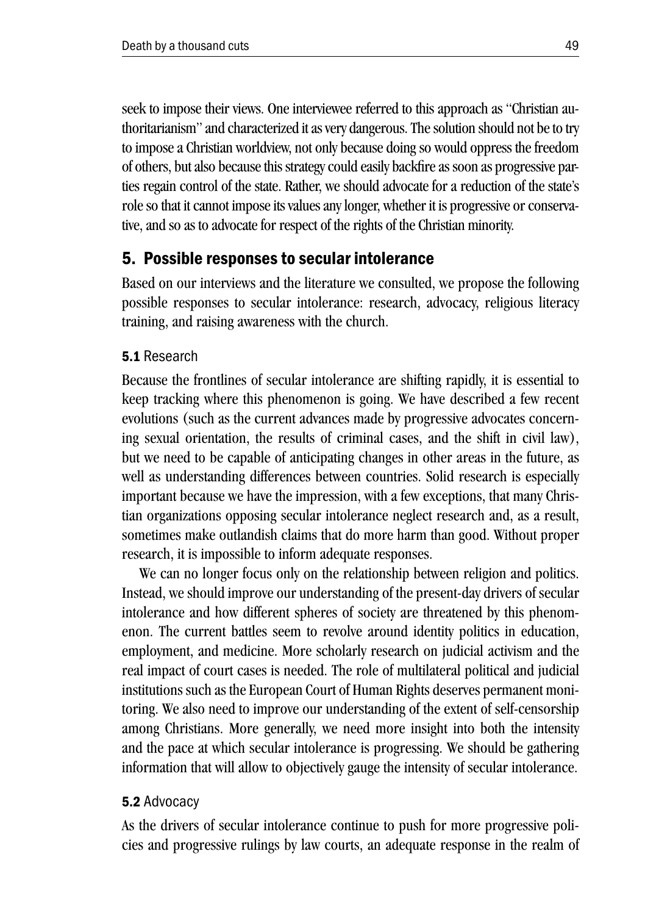seek to impose their views. One interviewee referred to this approach as "Christian authoritarianism" and characterized it as very dangerous. The solution should not be to try to impose a Christian worldview, not only because doing so would oppress the freedom of others, but also because this strategy could easily backfire as soon as progressive parties regain control of the state. Rather, we should advocate for a reduction of the state's role so that it cannot impose its values any longer, whether it is progressive or conservative, and so as to advocate for respect of the rights of the Christian minority.

## 5. Possible responses to secular intolerance

Based on our interviews and the literature we consulted, we propose the following possible responses to secular intolerance: research, advocacy, religious literacy training, and raising awareness with the church.

### 5.1 Research

Because the frontlines of secular intolerance are shifting rapidly, it is essential to keep tracking where this phenomenon is going. We have described a few recent evolutions (such as the current advances made by progressive advocates concerning sexual orientation, the results of criminal cases, and the shift in civil law), but we need to be capable of anticipating changes in other areas in the future, as well as understanding differences between countries. Solid research is especially important because we have the impression, with a few exceptions, that many Christian organizations opposing secular intolerance neglect research and, as a result, sometimes make outlandish claims that do more harm than good. Without proper research, it is impossible to inform adequate responses.

We can no longer focus only on the relationship between religion and politics. Instead, we should improve our understanding of the present-day drivers of secular intolerance and how different spheres of society are threatened by this phenomenon. The current battles seem to revolve around identity politics in education, employment, and medicine. More scholarly research on judicial activism and the real impact of court cases is needed. The role of multilateral political and judicial institutions such as the European Court of Human Rights deserves permanent monitoring. We also need to improve our understanding of the extent of self-censorship among Christians. More generally, we need more insight into both the intensity and the pace at which secular intolerance is progressing. We should be gathering information that will allow to objectively gauge the intensity of secular intolerance.

### 5.2 Advocacy

As the drivers of secular intolerance continue to push for more progressive policies and progressive rulings by law courts, an adequate response in the realm of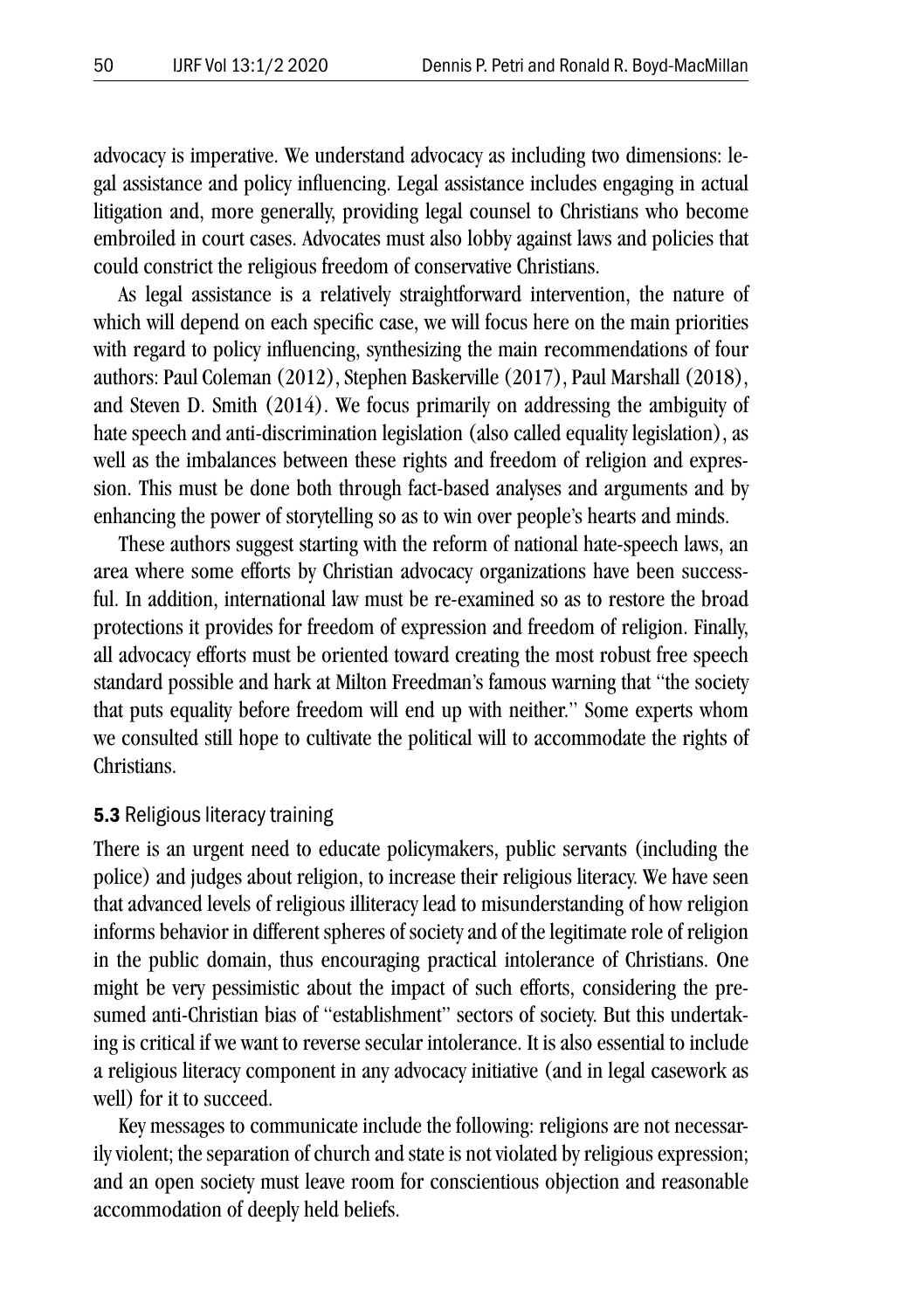advocacy is imperative. We understand advocacy as including two dimensions: legal assistance and policy influencing. Legal assistance includes engaging in actual litigation and, more generally, providing legal counsel to Christians who become embroiled in court cases. Advocates must also lobby against laws and policies that could constrict the religious freedom of conservative Christians.

As legal assistance is a relatively straightforward intervention, the nature of which will depend on each specific case, we will focus here on the main priorities with regard to policy influencing, synthesizing the main recommendations of four authors: Paul Coleman (2012), Stephen Baskerville (2017), Paul Marshall (2018), and Steven D. Smith (2014). We focus primarily on addressing the ambiguity of hate speech and anti-discrimination legislation (also called equality legislation), as well as the imbalances between these rights and freedom of religion and expression. This must be done both through fact-based analyses and arguments and by enhancing the power of storytelling so as to win over people's hearts and minds.

These authors suggest starting with the reform of national hate-speech laws, an area where some efforts by Christian advocacy organizations have been successful. In addition, international law must be re-examined so as to restore the broad protections it provides for freedom of expression and freedom of religion. Finally, all advocacy efforts must be oriented toward creating the most robust free speech standard possible and hark at Milton Freedman's famous warning that "the society that puts equality before freedom will end up with neither." Some experts whom we consulted still hope to cultivate the political will to accommodate the rights of Christians.

### **5.3** Religious literacy training

There is an urgent need to educate policymakers, public servants (including the police) and judges about religion, to increase their religious literacy. We have seen that advanced levels of religious illiteracy lead to misunderstanding of how religion informs behavior in different spheres of society and of the legitimate role of religion in the public domain, thus encouraging practical intolerance of Christians. One might be very pessimistic about the impact of such efforts, considering the presumed anti-Christian bias of "establishment" sectors of society. But this undertaking is critical if we want to reverse secular intolerance. It is also essential to include a religious literacy component in any advocacy initiative (and in legal casework as well) for it to succeed.

Key messages to communicate include the following: religions are not necessarily violent; the separation of church and state is not violated by religious expression; and an open society must leave room for conscientious objection and reasonable accommodation of deeply held beliefs.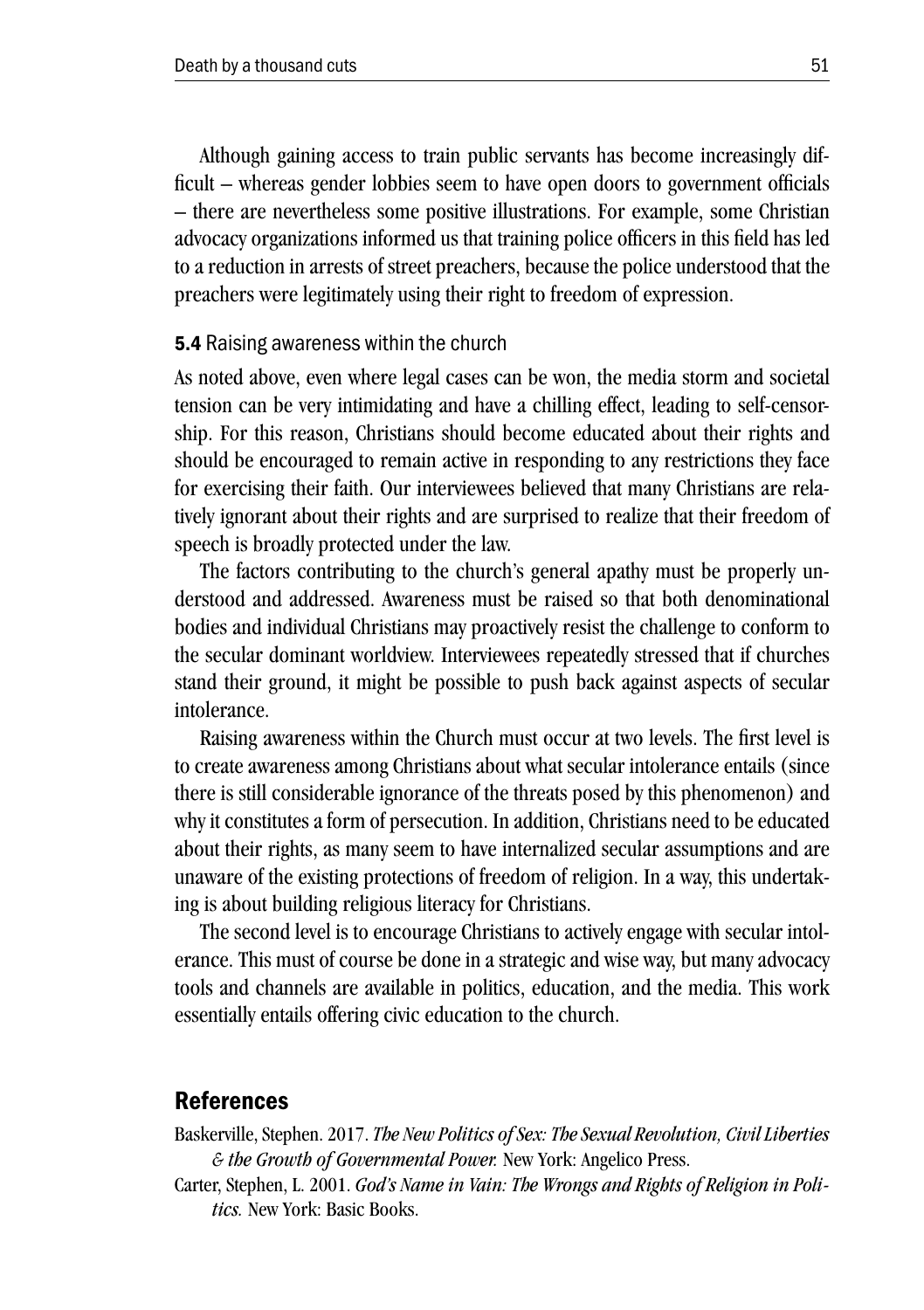Although gaining access to train public servants has become increasingly difficult – whereas gender lobbies seem to have open doors to government officials – there are nevertheless some positive illustrations. For example, some Christian advocacy organizations informed us that training police officers in this field has led to a reduction in arrests of street preachers, because the police understood that the preachers were legitimately using their right to freedom of expression.

### **5.4** Raising awareness within the church

As noted above, even where legal cases can be won, the media storm and societal tension can be very intimidating and have a chilling effect, leading to self-censorship. For this reason, Christians should become educated about their rights and should be encouraged to remain active in responding to any restrictions they face for exercising their faith. Our interviewees believed that many Christians are relatively ignorant about their rights and are surprised to realize that their freedom of speech is broadly protected under the law.

The factors contributing to the church's general apathy must be properly understood and addressed. Awareness must be raised so that both denominational bodies and individual Christians may proactively resist the challenge to conform to the secular dominant worldview. Interviewees repeatedly stressed that if churches stand their ground, it might be possible to push back against aspects of secular intolerance.

Raising awareness within the Church must occur at two levels. The first level is to create awareness among Christians about what secular intolerance entails (since there is still considerable ignorance of the threats posed by this phenomenon) and why it constitutes a form of persecution. In addition, Christians need to be educated about their rights, as many seem to have internalized secular assumptions and are unaware of the existing protections of freedom of religion. In a way, this undertaking is about building religious literacy for Christians.

The second level is to encourage Christians to actively engage with secular intolerance. This must of course be done in a strategic and wise way, but many advocacy tools and channels are available in politics, education, and the media. This work essentially entails offering civic education to the church.

## References

Baskerville, Stephen. 2017. *The New Politics of Sex: The Sexual Revolution, Civil Liberties & the Growth of Governmental Power.* New York: Angelico Press.

Carter, Stephen, L. 2001. *God's Name in Vain: The Wrongs and Rights of Religion in Politics.* New York: Basic Books.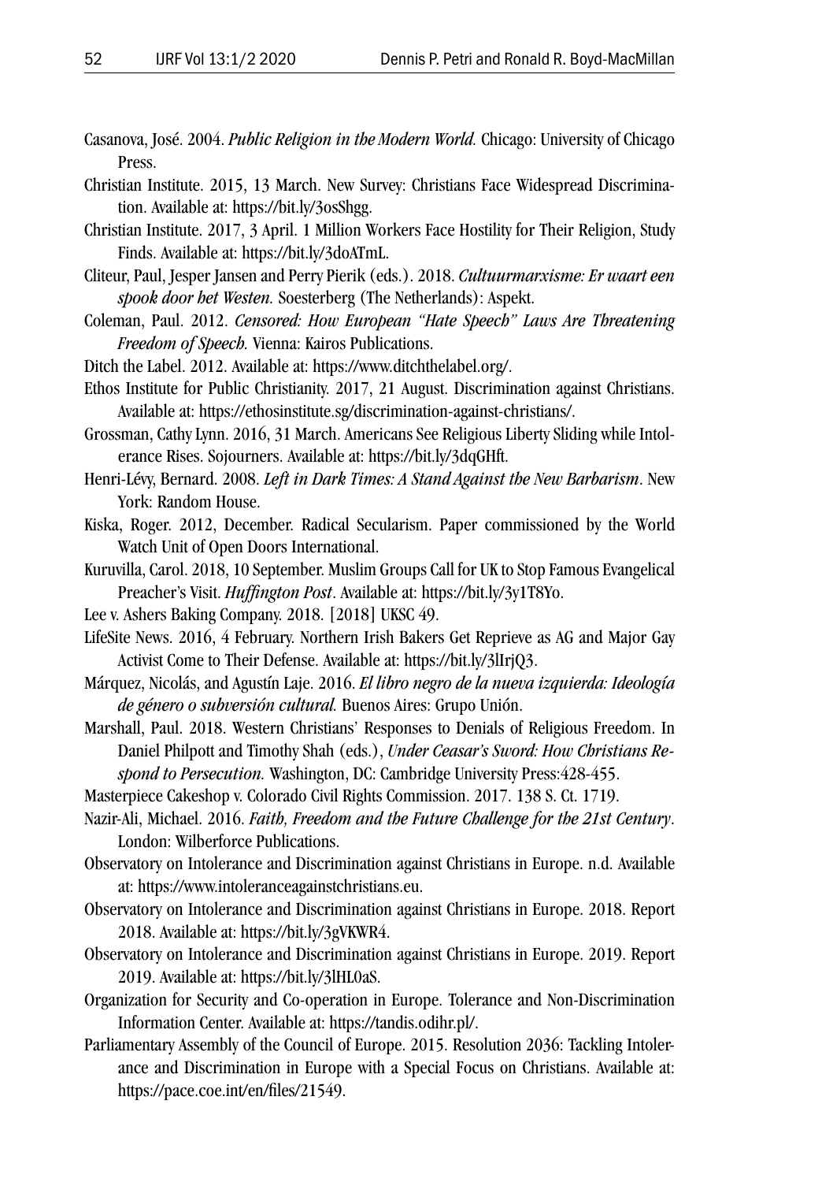Casanova, José. 2004. *Public Religion in the Modern World.* Chicago: University of Chicago Press.

Christian Institute. 2015, 13 March. New Survey: Christians Face Widespread Discrimination. Available at: https://bit.ly/3osShgg.

Christian Institute. 2017, 3 April. 1 Million Workers Face Hostility for Their Religion, Study Finds. Available at: https://bit.ly/3doATmL.

Cliteur, Paul, Jesper Jansen and Perry Pierik (eds.). 2018. *Cultuurmarxisme: Er waart een spook door het Westen.* Soesterberg (The Netherlands): Aspekt.

Coleman, Paul. 2012. *Censored: How European "Hate Speech" Laws Are Threatening Freedom of Speech.* Vienna: Kairos Publications.

Ditch the Label. 2012. Available at: https://www.ditchthelabel.org/.

Ethos Institute for Public Christianity. 2017, 21 August. Discrimination against Christians. Available at: https://ethosinstitute.sg/discrimination-against-christians/.

Grossman, Cathy Lynn. 2016, 31 March. Americans See Religious Liberty Sliding while Intolerance Rises. Sojourners. Available at: https://bit.ly/3dqGHft.

Henri-Lévy, Bernard. 2008. *Left in Dark Times: A Stand Against the New Barbarism*. New York: Random House.

Kiska, Roger. 2012, December. Radical Secularism. Paper commissioned by the World Watch Unit of Open Doors International.

Kuruvilla, Carol. 2018, 10 September. Muslim Groups Call for UK to Stop Famous Evangelical Preacher's Visit. *Huffington Post*. Available at: https://bit.ly/3y1T8Yo.

Lee v. Ashers Baking Company. 2018. [2018] UKSC 49.

LifeSite News. 2016, 4 February. Northern Irish Bakers Get Reprieve as AG and Major Gay Activist Come to Their Defense. Available at: https://bit.ly/3lIrjQ3.

Márquez, Nicolás, and Agustín Laje. 2016. *El libro negro de la nueva izquierda: Ideología de género o subversión cultural.* Buenos Aires: Grupo Unión.

Marshall, Paul. 2018. Western Christians' Responses to Denials of Religious Freedom. In Daniel Philpott and Timothy Shah (eds.), *Under Ceasar's Sword: How Christians Respond to Persecution.* Washington, DC: Cambridge University Press:428-455.

Masterpiece Cakeshop v. Colorado Civil Rights Commission. 2017. 138 S. Ct. 1719.

Nazir-Ali, Michael. 2016. *Faith, Freedom and the Future Challenge for the 21st Century*. London: Wilberforce Publications.

Observatory on Intolerance and Discrimination against Christians in Europe. n.d. Available at: https://www.intoleranceagainstchristians.eu.

Observatory on Intolerance and Discrimination against Christians in Europe. 2018. Report 2018. Available at: https://bit.ly/3gVKWR4.

Observatory on Intolerance and Discrimination against Christians in Europe. 2019. Report 2019. Available at: https://bit.ly/3lHL0aS.

Organization for Security and Co-operation in Europe. Tolerance and Non-Discrimination Information Center. Available at: https://tandis.odihr.pl/.

Parliamentary Assembly of the Council of Europe. 2015. Resolution 2036: Tackling Intolerance and Discrimination in Europe with a Special Focus on Christians. Available at: https://pace.coe.int/en/files/21549.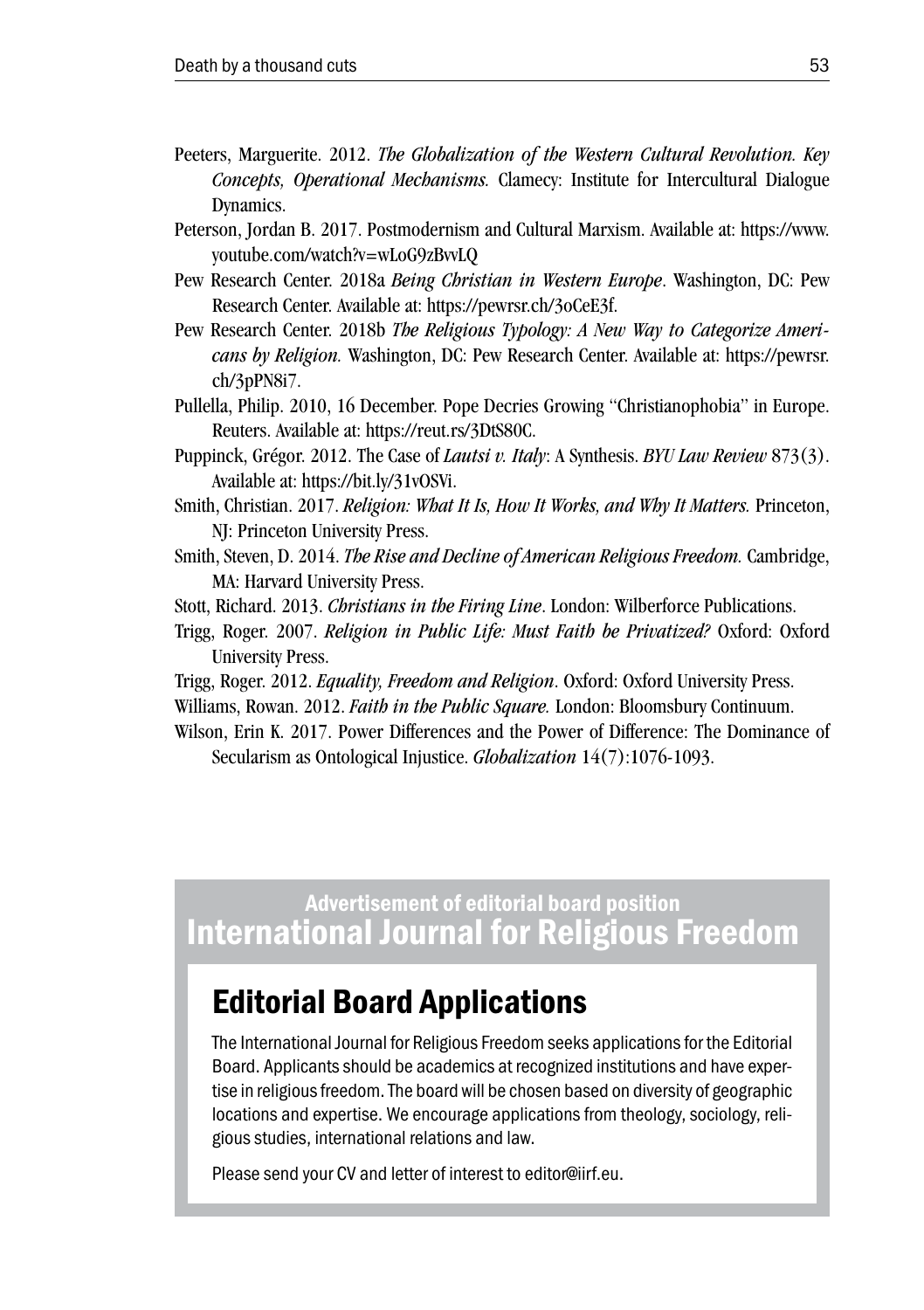Peeters, Marguerite. 2012. *The Globalization of the Western Cultural Revolution. Key Concepts, Operational Mechanisms.* Clamecy: Institute for Intercultural Dialogue Dynamics.

Peterson, Jordan B. 2017. Postmodernism and Cultural Marxism. Available at: https://www.youtube.com/watch?v=wLoG9zBvvLQ

Pew Research Center. 2018a *Being Christian in Western Europe*. Washington, DC: Pew Research Center. Available at: https://pewrsr.ch/3oCeE3f.

Pew Research Center. 2018b *The Religious Typology: A New Way to Categorize Americans by Religion.* Washington, DC: Pew Research Center. Available at: https://pewrsr.ch/3pPN8i7.

Pullella, Philip. 2010, 16 December. Pope Decries Growing "Christianophobia" in Europe. Reuters. Available at: https://reut.rs/3DtS80C.

Puppinck, Grégor. 2012. The Case of *Lautsi v. Italy*: A Synthesis. *BYU Law Review* 873(3). Available at: https://bit.ly/31vOSVi.

Smith, Christian. 2017. *Religion: What It Is, How It Works, and Why It Matters.* Princeton, NJ: Princeton University Press.

Smith, Steven, D. 2014. *The Rise and Decline of American Religious Freedom.* Cambridge, MA: Harvard University Press.

Stott, Richard. 2013. *Christians in the Firing Line*. London: Wilberforce Publications.

Trigg, Roger. 2007. *Religion in Public Life: Must Faith be Privatized?* Oxford: Oxford University Press.

Trigg, Roger. 2012. *Equality, Freedom and Religion*. Oxford: Oxford University Press.

Williams, Rowan. 2012. *Faith in the Public Square.* London: Bloomsbury Continuum.

Wilson, Erin K. 2017. Power Differences and the Power of Difference: The Dominance of Secularism as Ontological Injustice. *Globalization* 14(7):1076-1093.

Advertisement of editorial board position

**International Journal for Religious Freedom**

## Editorial Board Applications

The International Journal for Religious Freedom seeks applications for the Editorial Board. Applicants should be academics at recognized institutions and have expertise in religious freedom. The board will be chosen based on diversity of geographic locations and expertise. We encourage applications from theology, sociology, religious studies, international relations and law.

Please send your CV and letter of interest to editor@iirf.eu.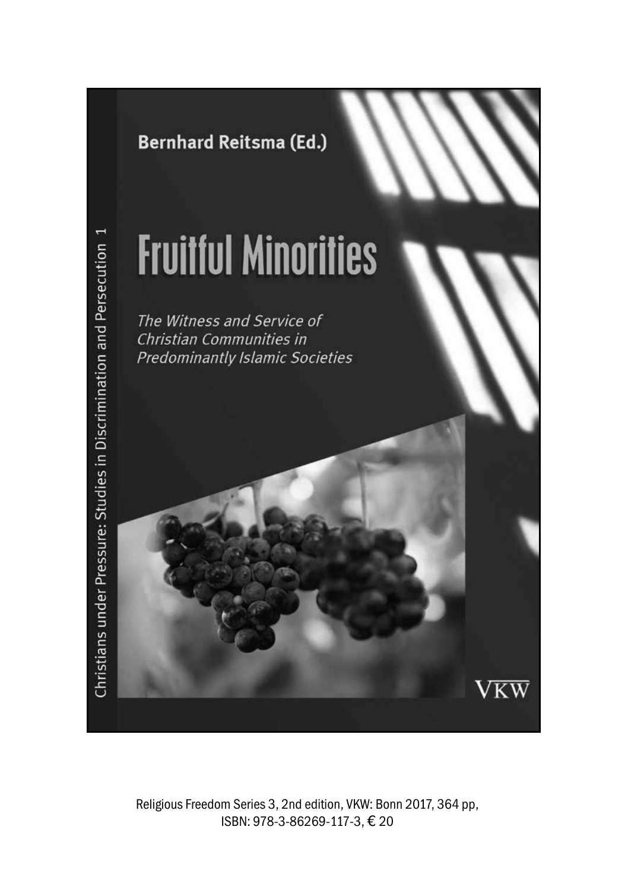Christians under Pressure: Studies in Discrimination and Persecution 1

Bernhard Reitsma (Ed.)

# Fruitful Minorities

*The Witness and Service of Christian Communities in Predominantly Islamic Societies*

VKW

Religious Freedom Series 3, 2nd edition, VKW: Bonn 2017, 364 pp, ISBN: 978-3-86269-117-3, € 20